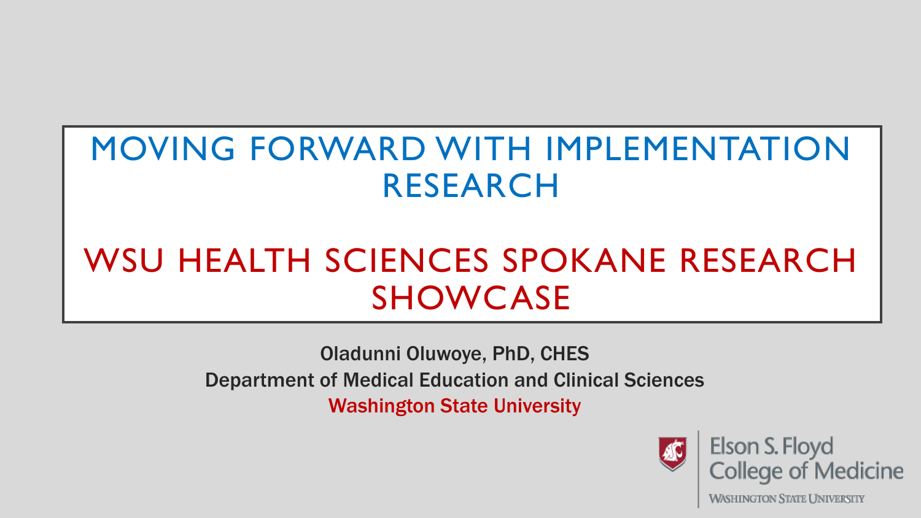# MOVING FORWARD WITH IMPLEMENTATION RESEARCH

## WSU HEALTH SCIENCES SPOKANE RESEARCH SHOWCASE

Oladunni Oluwoye, PhD, CHES

Department of Medical Education and Clinical Sciences

Washington State University

Elson S. Floyd College of Medicine

Washington State University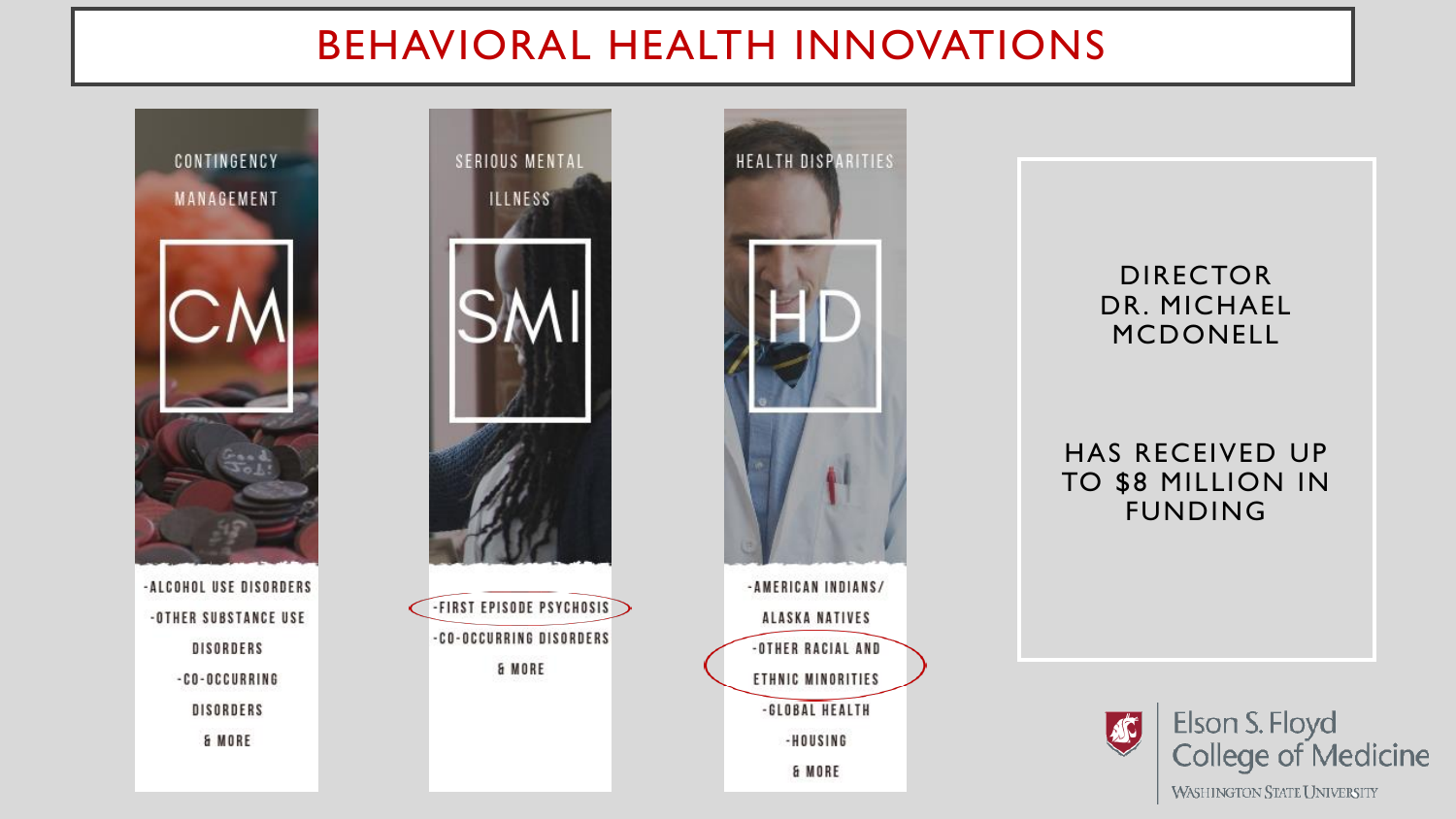# BEHAVIORAL HEALTH INNOVATIONS

## CONTINGENCY MANAGEMENT

**CM**

- ALCOHOL USE DISORDERS
- OTHER SUBSTANCE USE DISORDERS
- CO-OCCURRING DISORDERS

& MORE

## SERIOUS MENTAL ILLNESS

**SMI**

- FIRST EPISODE PSYCHOSIS
- CO-OCCURRING DISORDERS

& MORE

## HEALTH DISPARITIES

**HD**

- AMERICAN INDIANS/ ALASKA NATIVES
- OTHER RACIAL AND ETHNIC MINORITIES
- GLOBAL HEALTH
- HOUSING

& MORE

DIRECTOR
DR. MICHAEL MCDONELL

HAS RECEIVED UP TO $8 MILLION IN FUNDING

Elson S. Floyd College of Medicine
WASHINGTON STATE UNIVERSITY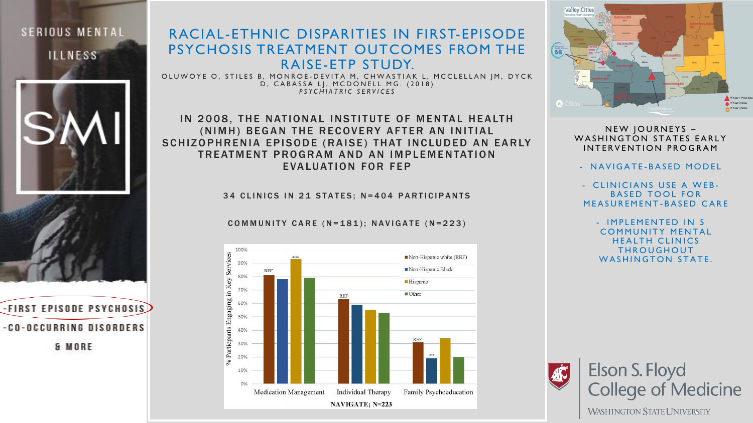SERIOUS MENTAL ILLNESS

SMI

- FIRST EPISODE PSYCHOSIS
- CO-OCCURRING DISORDERS
& MORE

# RACIAL-ETHNIC DISPARITIES IN FIRST-EPISODE PSYCHOSIS TREATMENT OUTCOMES FROM THE RAISE-ETP STUDY.

OLUWOYE O, STILES B, MONROE-DEVITA M, CHWASTIAK L, MCCLELLAN JM, DYCK D, CABASSA LJ, MCDONELL MG. (2018)
*PSYCHIATRIC SERVICES*

## IN 2008, THE NATIONAL INSTITUTE OF MENTAL HEALTH (NIMH) BEGAN THE RECOVERY AFTER AN INITIAL SCHIZOPHRENIA EPISODE (RAISE) THAT INCLUDED AN EARLY TREATMENT PROGRAM AND AN IMPLEMENTATION EVALUATION FOR FEP

34 CLINICS IN 21 STATES; N=404 PARTICIPANTS

COMMUNITY CARE (N=181); NAVIGATE (N=223)

% Participants Engaging in Key Services

| | Non-Hispanic white (REF) | Non-Hispanic Black | Hispanic | Other |
|---|---|---|---|---|
| Medication Management | REF (~81%) | ~78% | *** ~93% | ~79% |
| Individual Therapy | REF (~63%) | ~59% | ~55% | ~53% |
| Family Psychoeducation | REF (~31%) | ** ~19% | ~34% | ~20% |

NAVIGATE; N=223

## NEW JOURNEYS – WASHINGTON STATES EARLY INTERVENTION PROGRAM

- NAVIGATE-BASED MODEL
- CLINICIANS USE A WEB-BASED TOOL FOR MEASUREMENT-BASED CARE
- IMPLEMENTED IN 5 COMMUNITY MENTAL HEALTH CLINICS THROUGHOUT WASHINGTON STATE.

Elson S. Floyd College of Medicine
WASHINGTON STATE UNIVERSITY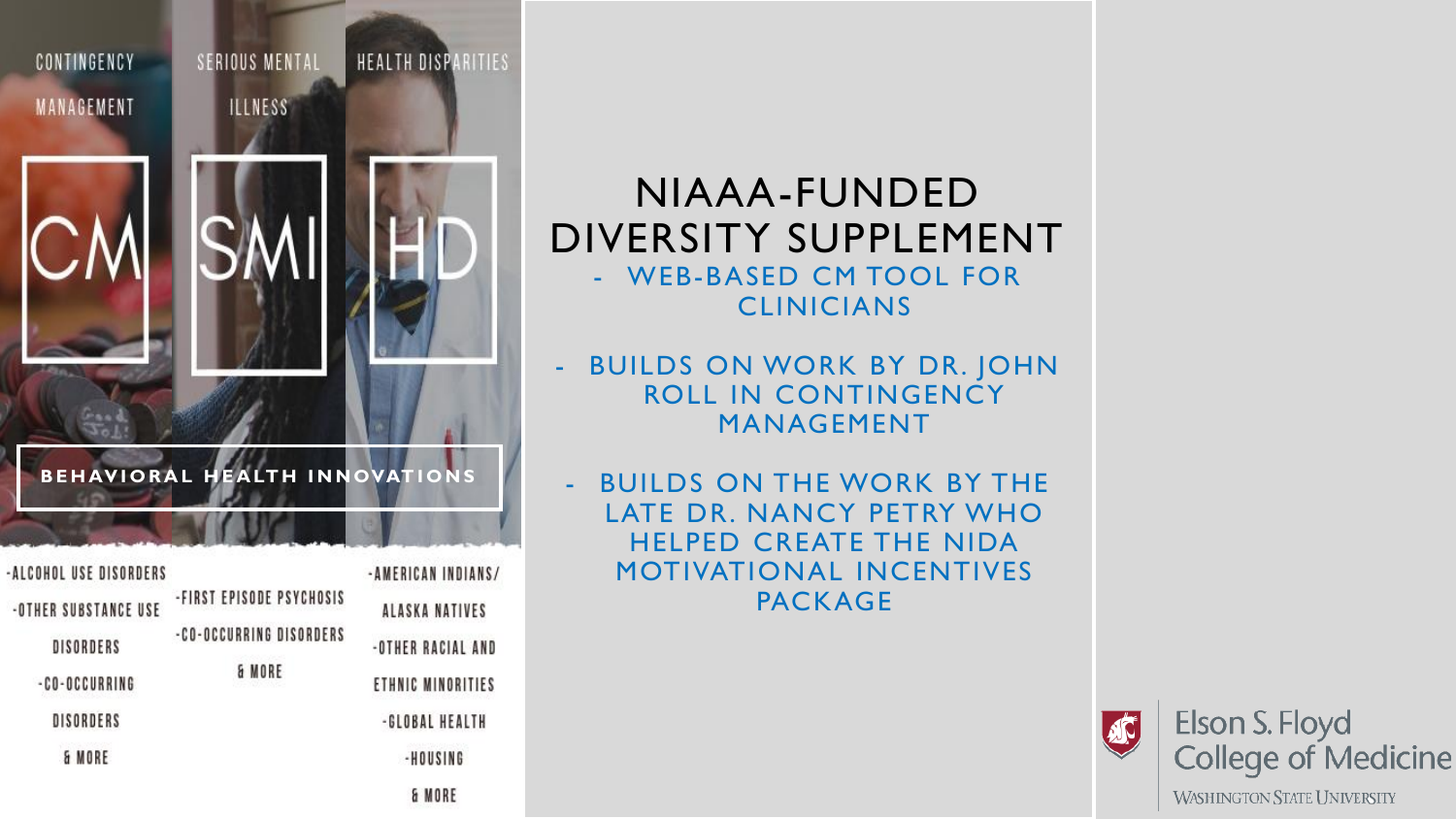CONTINGENCY MANAGEMENT

SERIOUS MENTAL ILLNESS

HEALTH DISPARITIES

CM

SMI

HD

**BEHAVIORAL HEALTH INNOVATIONS**

-ALCOHOL USE DISORDERS
-OTHER SUBSTANCE USE DISORDERS
-CO-OCCURRING DISORDERS
& MORE

-FIRST EPISODE PSYCHOSIS
-CO-OCCURRING DISORDERS
& MORE

-AMERICAN INDIANS/ ALASKA NATIVES
-OTHER RACIAL AND ETHNIC MINORITIES
-GLOBAL HEALTH
-HOUSING
& MORE

# NIAAA-FUNDED DIVERSITY SUPPLEMENT

- WEB-BASED CM TOOL FOR CLINICIANS
- BUILDS ON WORK BY DR. JOHN ROLL IN CONTINGENCY MANAGEMENT
- BUILDS ON THE WORK BY THE LATE DR. NANCY PETRY WHO HELPED CREATE THE NIDA MOTIVATIONAL INCENTIVES PACKAGE

Elson S. Floyd College of Medicine
WASHINGTON STATE UNIVERSITY